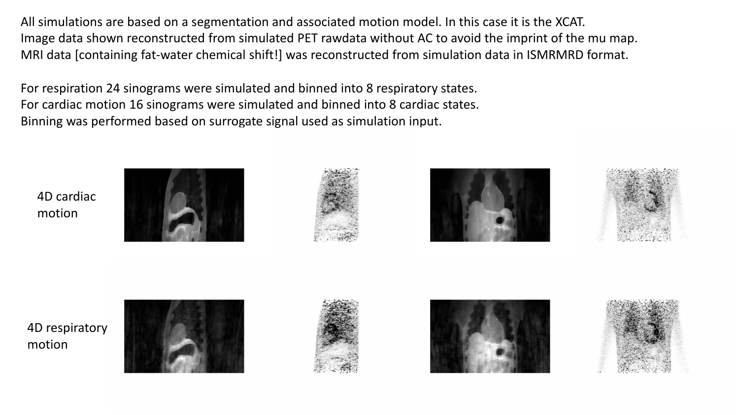All simulations are based on a segmentation and associated motion model. In this case it is the XCAT.
Image data shown reconstructed from simulated PET rawdata without AC to avoid the imprint of the mu map.
MRI data [containing fat-water chemical shift!] was reconstructed from simulation data in ISMRMRD format.

For respiration 24 sinograms were simulated and binned into 8 respiratory states.
For cardiac motion 16 sinograms were simulated and binned into 8 cardiac states.
Binning was performed based on surrogate signal used as simulation input.

4D cardiac motion

4D respiratory motion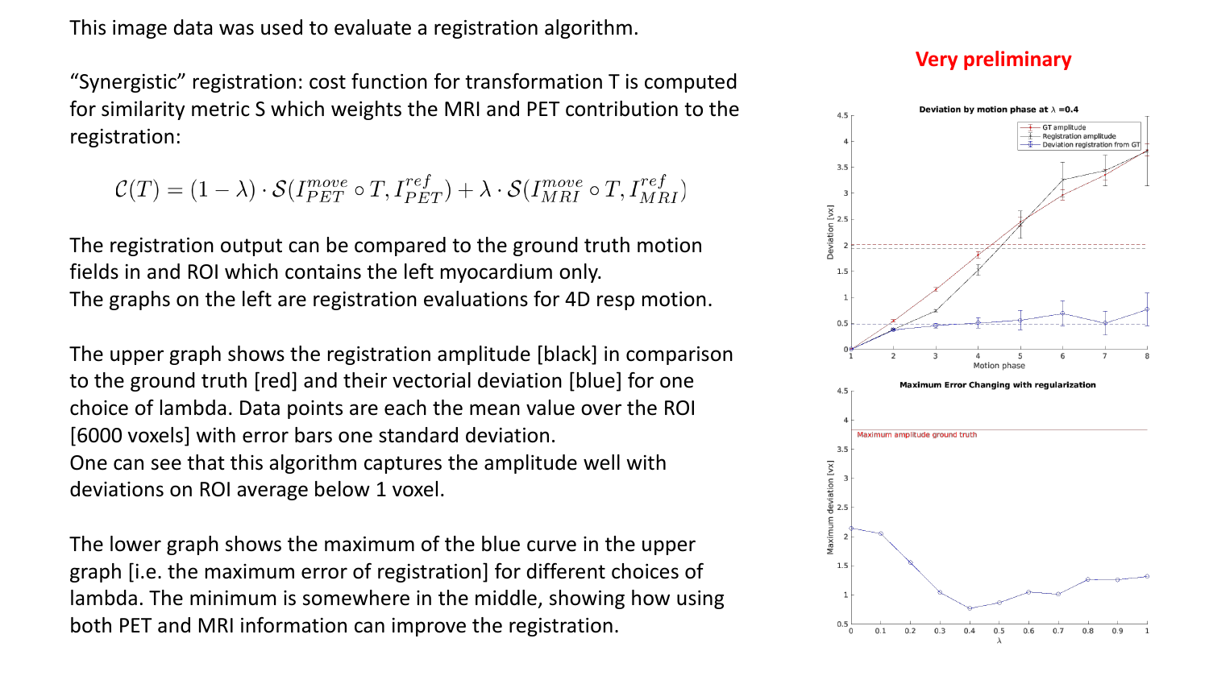This image data was used to evaluate a registration algorithm.

“Synergistic” registration: cost function for transformation T is computed for similarity metric S which weights the MRI and PET contribution to the registration:

$$\mathcal{C}(T) = (1-\lambda)\cdot\mathcal{S}(I^{move}_{PET}\circ T, I^{ref}_{PET}) + \lambda\cdot\mathcal{S}(I^{move}_{MRI}\circ T, I^{ref}_{MRI})$$

The registration output can be compared to the ground truth motion fields in and ROI which contains the left myocardium only.
The graphs on the left are registration evaluations for 4D resp motion.

The upper graph shows the registration amplitude [black] in comparison to the ground truth [red] and their vectorial deviation [blue] for one choice of lambda. Data points are each the mean value over the ROI [6000 voxels] with error bars one standard deviation.
One can see that this algorithm captures the amplitude well with deviations on ROI average below 1 voxel.

The lower graph shows the maximum of the blue curve in the upper graph [i.e. the maximum error of registration] for different choices of lambda. The minimum is somewhere in the middle, showing how using both PET and MRI information can improve the registration.

**Very preliminary**

Deviation by motion phase at $\lambda$ =0.4

GT amplitude
Registration amplitude
Deviation registration from GT

Deviation [vx]

0
0.5
1
1.5
2
2.5
3
3.5
4
4.5

1
2
3
4
5
6
7
8

Motion phase

Maximum Error Changing with regularization

Maximum amplitude ground truth

Maximum deviation [vx]

0.5
1
1.5
2
2.5
3
3.5
4
4.5

0
0.1
0.2
0.3
0.4
0.5
0.6
0.7
0.8
0.9
1

$\lambda$